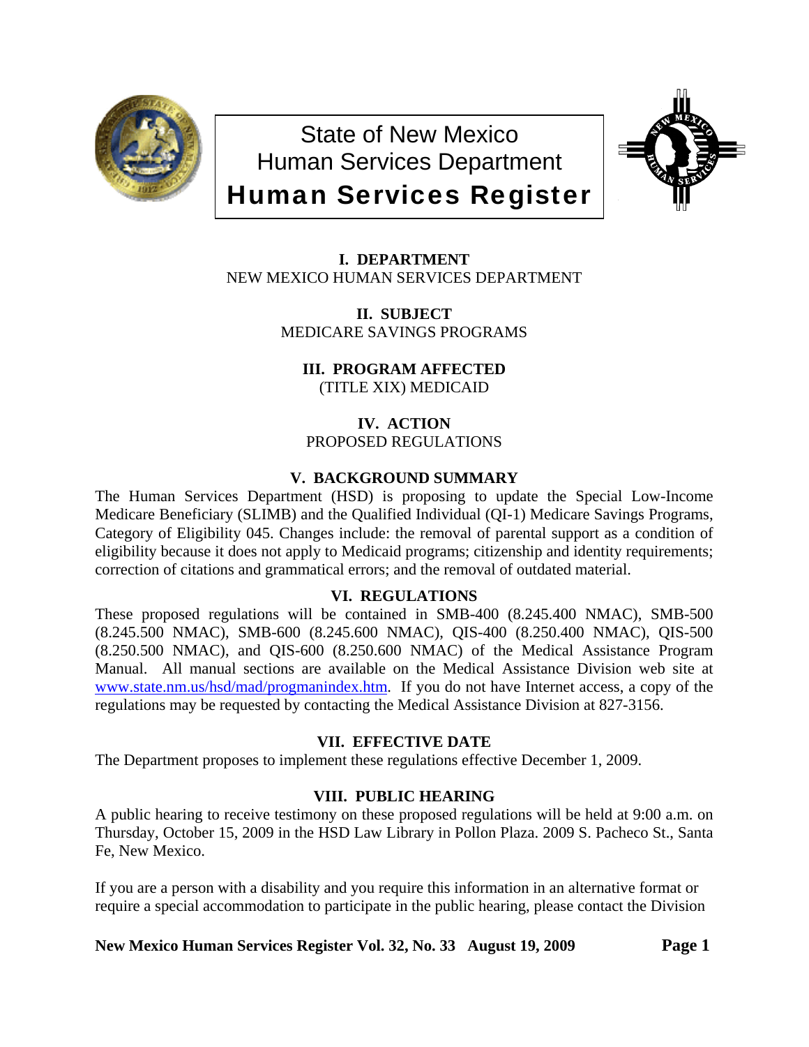# State of New Mexico
# Human Services Department
# Human Services Register

## I. DEPARTMENT

NEW MEXICO HUMAN SERVICES DEPARTMENT

## II. SUBJECT

MEDICARE SAVINGS PROGRAMS

## III. PROGRAM AFFECTED

(TITLE XIX) MEDICAID

## IV. ACTION

PROPOSED REGULATIONS

## V. BACKGROUND SUMMARY

The Human Services Department (HSD) is proposing to update the Special Low-Income Medicare Beneficiary (SLIMB) and the Qualified Individual (QI-1) Medicare Savings Programs, Category of Eligibility 045. Changes include: the removal of parental support as a condition of eligibility because it does not apply to Medicaid programs; citizenship and identity requirements; correction of citations and grammatical errors; and the removal of outdated material.

## VI. REGULATIONS

These proposed regulations will be contained in SMB-400 (8.245.400 NMAC), SMB-500 (8.245.500 NMAC), SMB-600 (8.245.600 NMAC), QIS-400 (8.250.400 NMAC), QIS-500 (8.250.500 NMAC), and QIS-600 (8.250.600 NMAC) of the Medical Assistance Program Manual. All manual sections are available on the Medical Assistance Division web site at www.state.nm.us/hsd/mad/progmanindex.htm. If you do not have Internet access, a copy of the regulations may be requested by contacting the Medical Assistance Division at 827-3156.

## VII. EFFECTIVE DATE

The Department proposes to implement these regulations effective December 1, 2009.

## VIII. PUBLIC HEARING

A public hearing to receive testimony on these proposed regulations will be held at 9:00 a.m. on Thursday, October 15, 2009 in the HSD Law Library in Pollon Plaza. 2009 S. Pacheco St., Santa Fe, New Mexico.

If you are a person with a disability and you require this information in an alternative format or require a special accommodation to participate in the public hearing, please contact the Division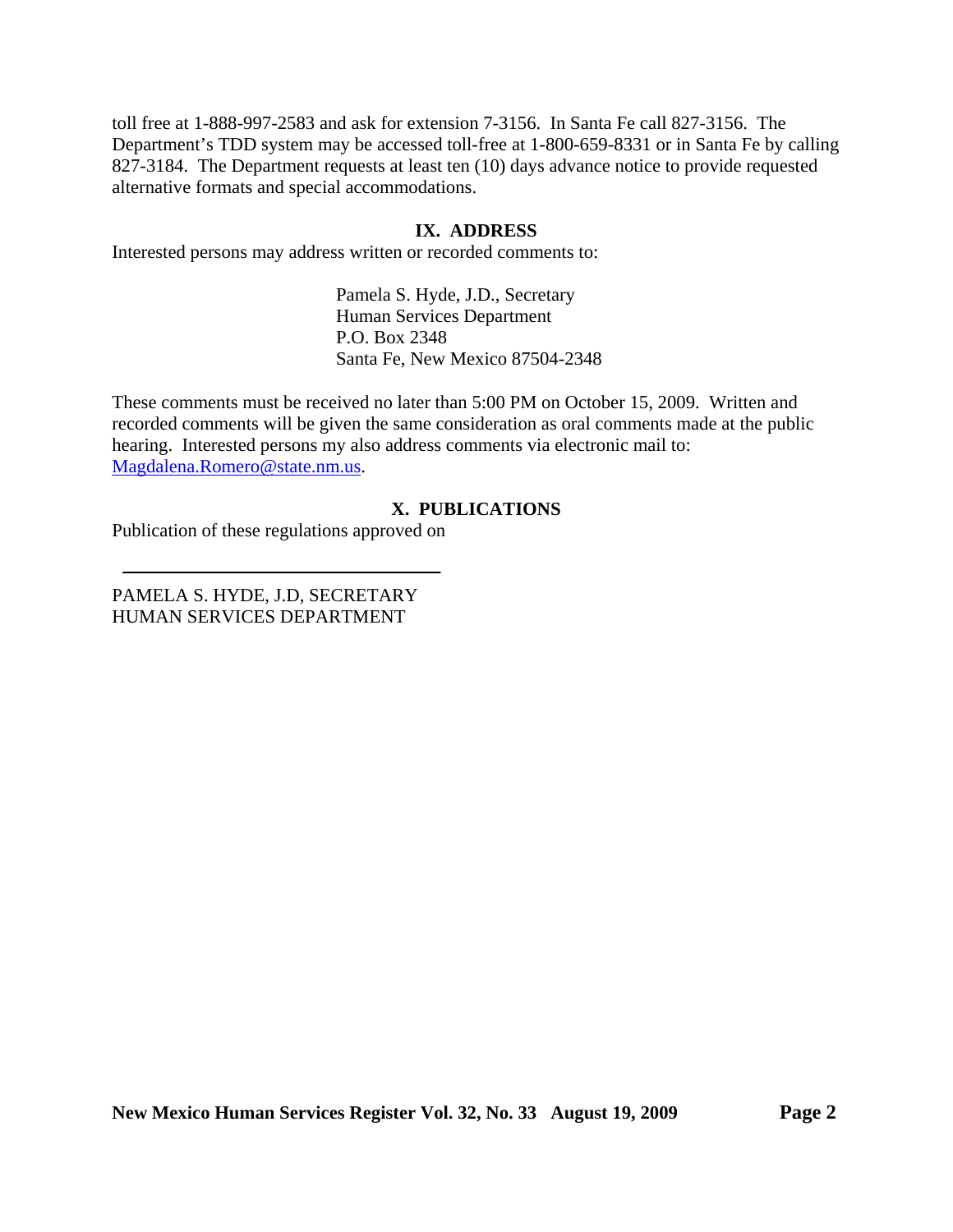toll free at 1-888-997-2583 and ask for extension 7-3156. In Santa Fe call 827-3156. The Department's TDD system may be accessed toll-free at 1-800-659-8331 or in Santa Fe by calling 827-3184. The Department requests at least ten (10) days advance notice to provide requested alternative formats and special accommodations.

## IX. ADDRESS

Interested persons may address written or recorded comments to:

Pamela S. Hyde, J.D., Secretary
Human Services Department
P.O. Box 2348
Santa Fe, New Mexico 87504-2348

These comments must be received no later than 5:00 PM on October 15, 2009. Written and recorded comments will be given the same consideration as oral comments made at the public hearing. Interested persons my also address comments via electronic mail to: Magdalena.Romero@state.nm.us.

## X. PUBLICATIONS

Publication of these regulations approved on

\_\_\_\_\_\_\_\_\_\_\_\_\_\_\_\_\_\_\_\_\_\_\_\_\_\_\_\_\_\_\_\_

PAMELA S. HYDE, J.D, SECRETARY
HUMAN SERVICES DEPARTMENT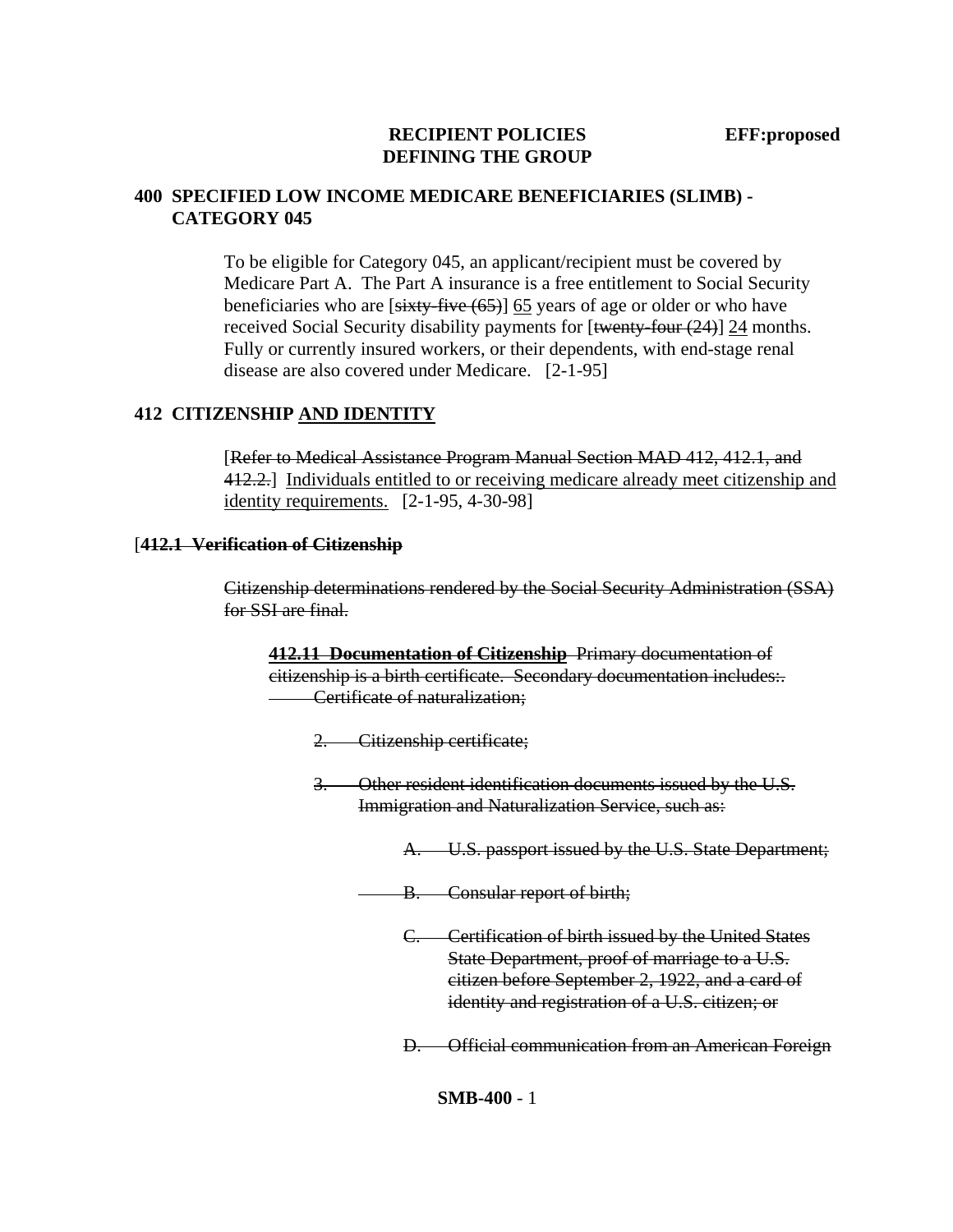**RECIPIENT POLICIES** **EFF:proposed**
**DEFINING THE GROUP**

## 400 SPECIFIED LOW INCOME MEDICARE BENEFICIARIES (SLIMB) - CATEGORY 045

To be eligible for Category 045, an applicant/recipient must be covered by Medicare Part A. The Part A insurance is a free entitlement to Social Security beneficiaries who are [~~sixty-five (65)~~] <u>65</u> years of age or older or who have received Social Security disability payments for [~~twenty-four (24)~~] <u>24</u> months. Fully or currently insured workers, or their dependents, with end-stage renal disease are also covered under Medicare. [2-1-95]

## 412 CITIZENSHIP <u>AND IDENTITY</u>

[~~Refer to Medical Assistance Program Manual Section MAD 412, 412.1, and 412.2.~~] <u>Individuals entitled to or receiving medicare already meet citizenship and identity requirements.</u> [2-1-95, 4-30-98]

### [~~412.1 Verification of Citizenship~~]

~~Citizenship determinations rendered by the Social Security Administration (SSA) for SSI are final.~~

**~~412.11 Documentation of Citizenship~~** ~~Primary documentation of citizenship is a birth certificate. Secondary documentation includes:.~~

~~Certificate of naturalization;~~

~~2. Citizenship certificate;~~

~~3. Other resident identification documents issued by the U.S. Immigration and Naturalization Service, such as:~~

~~A. U.S. passport issued by the U.S. State Department;~~

~~B. Consular report of birth;~~

~~C. Certification of birth issued by the United States State Department, proof of marriage to a U.S. citizen before September 2, 1922, and a card of identity and registration of a U.S. citizen; or~~

~~D. Official communication from an American Foreign~~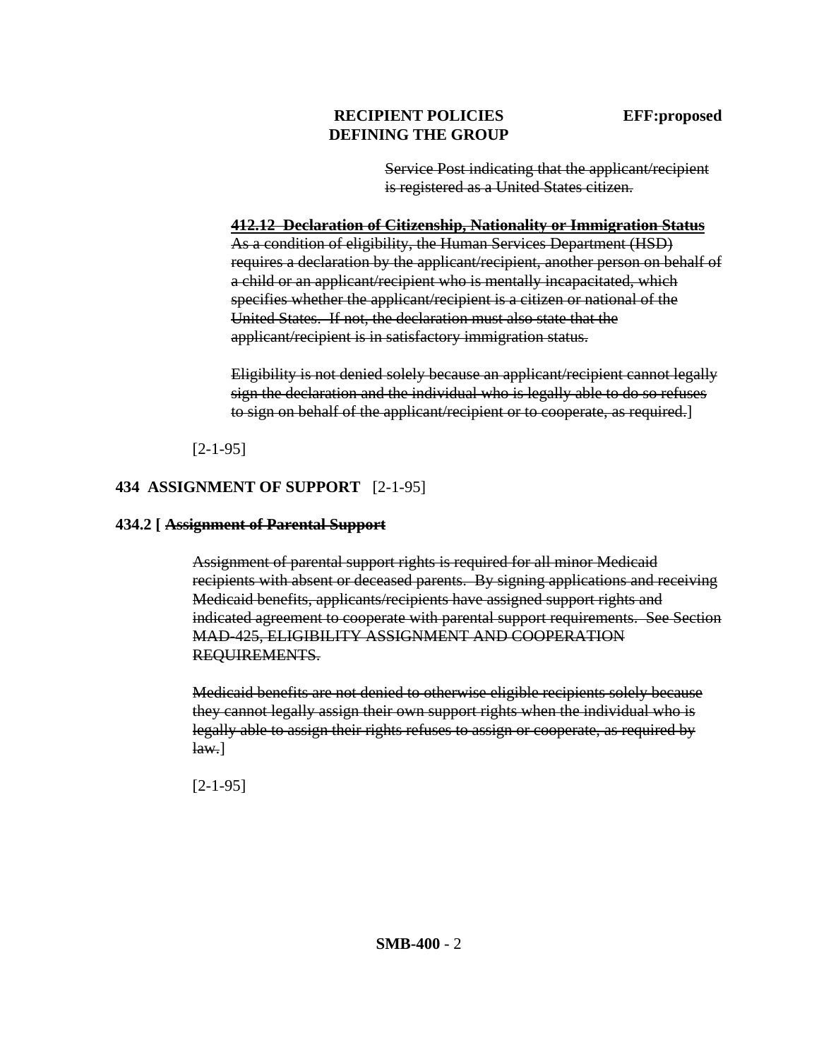Service Post indicating that the applicant/recipient is registered as a United States citizen.

**412.12 Declaration of Citizenship, Nationality or Immigration Status**

As a condition of eligibility, the Human Services Department (HSD) requires a declaration by the applicant/recipient, another person on behalf of a child or an applicant/recipient who is mentally incapacitated, which specifies whether the applicant/recipient is a citizen or national of the United States. If not, the declaration must also state that the applicant/recipient is in satisfactory immigration status.

Eligibility is not denied solely because an applicant/recipient cannot legally sign the declaration and the individual who is legally able to do so refuses to sign on behalf of the applicant/recipient or to cooperate, as required.]

[2-1-95]

## 434 ASSIGNMENT OF SUPPORT [2-1-95]

### 434.2 [ Assignment of Parental Support

Assignment of parental support rights is required for all minor Medicaid recipients with absent or deceased parents. By signing applications and receiving Medicaid benefits, applicants/recipients have assigned support rights and indicated agreement to cooperate with parental support requirements. See Section MAD-425, ELIGIBILITY ASSIGNMENT AND COOPERATION REQUIREMENTS.

Medicaid benefits are not denied to otherwise eligible recipients solely because they cannot legally assign their own support rights when the individual who is legally able to assign their rights refuses to assign or cooperate, as required by law.]

[2-1-95]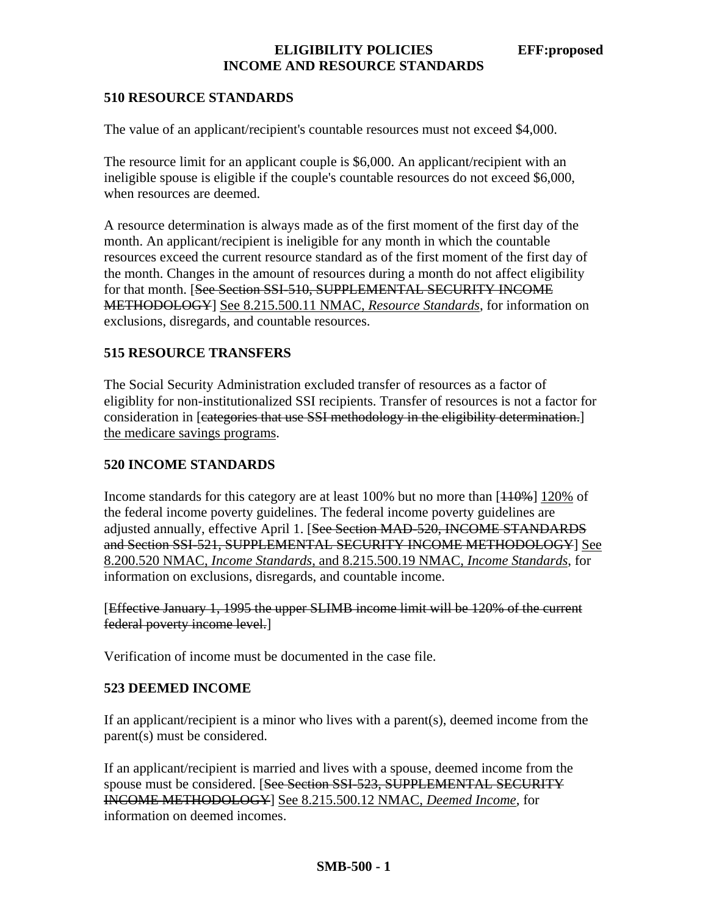## 510 RESOURCE STANDARDS

The value of an applicant/recipient's countable resources must not exceed $4,000.

The resource limit for an applicant couple is $6,000. An applicant/recipient with an ineligible spouse is eligible if the couple's countable resources do not exceed $6,000, when resources are deemed.

A resource determination is always made as of the first moment of the first day of the month. An applicant/recipient is ineligible for any month in which the countable resources exceed the current resource standard as of the first moment of the first day of the month. Changes in the amount of resources during a month do not affect eligibility for that month. [~~See Section SSI-510, SUPPLEMENTAL SECURITY INCOME METHODOLOGY~~] See 8.215.500.11 NMAC, *Resource Standards*, for information on exclusions, disregards, and countable resources.

## 515 RESOURCE TRANSFERS

The Social Security Administration excluded transfer of resources as a factor of eligiblity for non-institutionalized SSI recipients. Transfer of resources is not a factor for consideration in [~~categories that use SSI methodology in the eligibility determination.~~] the medicare savings programs.

## 520 INCOME STANDARDS

Income standards for this category are at least 100% but no more than [~~110%~~] 120% of the federal income poverty guidelines. The federal income poverty guidelines are adjusted annually, effective April 1. [~~See Section MAD-520, INCOME STANDARDS and Section SSI-521, SUPPLEMENTAL SECURITY INCOME METHODOLOGY~~] See 8.200.520 NMAC, *Income Standards*, and 8.215.500.19 NMAC, *Income Standards*, for information on exclusions, disregards, and countable income.

[~~Effective January 1, 1995 the upper SLIMB income limit will be 120% of the current federal poverty income level.~~]

Verification of income must be documented in the case file.

## 523 DEEMED INCOME

If an applicant/recipient is a minor who lives with a parent(s), deemed income from the parent(s) must be considered.

If an applicant/recipient is married and lives with a spouse, deemed income from the spouse must be considered. [~~See Section SSI-523, SUPPLEMENTAL SECURITY INCOME METHODOLOGY~~] See 8.215.500.12 NMAC, *Deemed Income*, for information on deemed incomes.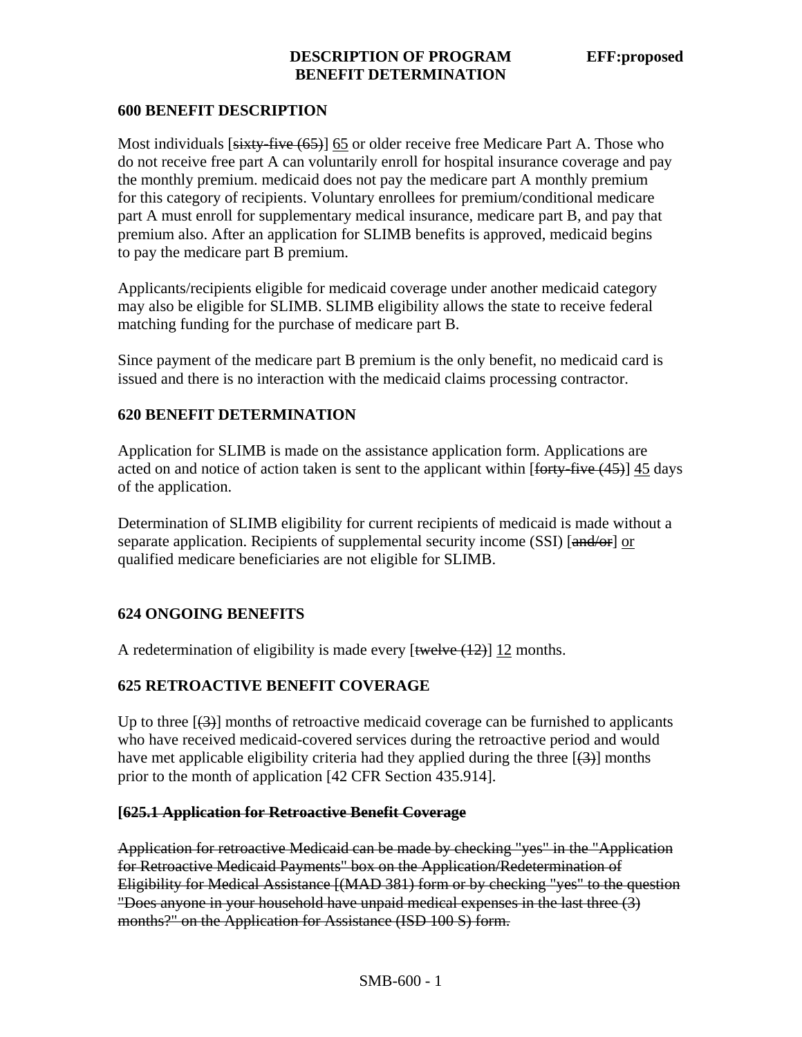**DESCRIPTION OF PROGRAM** **EFF:proposed**
**BENEFIT DETERMINATION**

## 600 BENEFIT DESCRIPTION

Most individuals [~~sixty-five (65)~~] <u>65</u> or older receive free Medicare Part A. Those who do not receive free part A can voluntarily enroll for hospital insurance coverage and pay the monthly premium. medicaid does not pay the medicare part A monthly premium for this category of recipients. Voluntary enrollees for premium/conditional medicare part A must enroll for supplementary medical insurance, medicare part B, and pay that premium also. After an application for SLIMB benefits is approved, medicaid begins to pay the medicare part B premium.

Applicants/recipients eligible for medicaid coverage under another medicaid category may also be eligible for SLIMB. SLIMB eligibility allows the state to receive federal matching funding for the purchase of medicare part B.

Since payment of the medicare part B premium is the only benefit, no medicaid card is issued and there is no interaction with the medicaid claims processing contractor.

## 620 BENEFIT DETERMINATION

Application for SLIMB is made on the assistance application form. Applications are acted on and notice of action taken is sent to the applicant within [~~forty-five (45)~~] <u>45</u> days of the application.

Determination of SLIMB eligibility for current recipients of medicaid is made without a separate application. Recipients of supplemental security income (SSI) [~~and/or~~] <u>or</u> qualified medicare beneficiaries are not eligible for SLIMB.

## 624 ONGOING BENEFITS

A redetermination of eligibility is made every [~~twelve (12)~~] <u>12</u> months.

## 625 RETROACTIVE BENEFIT COVERAGE

Up to three [~~(3)~~] months of retroactive medicaid coverage can be furnished to applicants who have received medicaid-covered services during the retroactive period and would have met applicable eligibility criteria had they applied during the three [~~(3)~~] months prior to the month of application [42 CFR Section 435.914].

**[~~625.1 Application for Retroactive Benefit Coverage~~**

~~Application for retroactive Medicaid can be made by checking "yes" in the "Application for Retroactive Medicaid Payments" box on the Application/Redetermination of Eligibility for Medical Assistance [(MAD 381) form or by checking "yes" to the question "Does anyone in your household have unpaid medical expenses in the last three (3) months?" on the Application for Assistance (ISD 100 S) form.~~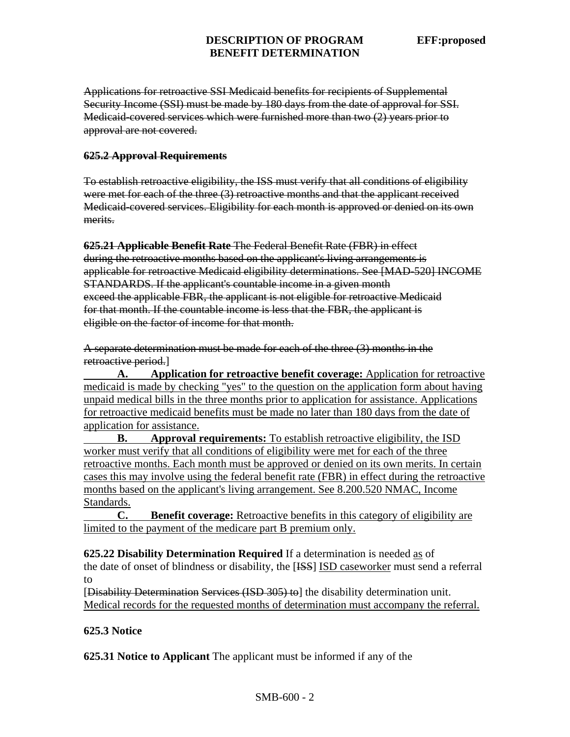~~Applications for retroactive SSI Medicaid benefits for recipients of Supplemental Security Income (SSI) must be made by 180 days from the date of approval for SSI. Medicaid-covered services which were furnished more than two (2) years prior to approval are not covered.~~

~~**625.2 Approval Requirements**~~

~~To establish retroactive eligibility, the ISS must verify that all conditions of eligibility were met for each of the three (3) retroactive months and that the applicant received Medicaid-covered services. Eligibility for each month is approved or denied on its own merits.~~

~~**625.21 Applicable Benefit Rate** The Federal Benefit Rate (FBR) in effect during the retroactive months based on the applicant's living arrangements is applicable for retroactive Medicaid eligibility determinations. See [MAD-520] INCOME STANDARDS. If the applicant's countable income in a given month exceed the applicable FBR, the applicant is not eligible for retroactive Medicaid for that month. If the countable income is less that the FBR, the applicant is eligible on the factor of income for that month.~~

~~A separate determination must be made for each of the three (3) months in the retroactive period.~~]

<u>**A. Application for retroactive benefit coverage:** Application for retroactive medicaid is made by checking "yes" to the question on the application form about having unpaid medical bills in the three months prior to application for assistance. Applications for retroactive medicaid benefits must be made no later than 180 days from the date of application for assistance.</u>

<u>**B. Approval requirements:** To establish retroactive eligibility, the ISD worker must verify that all conditions of eligibility were met for each of the three retroactive months. Each month must be approved or denied on its own merits. In certain cases this may involve using the federal benefit rate (FBR) in effect during the retroactive months based on the applicant's living arrangement. See 8.200.520 NMAC, Income Standards.</u>

<u>**C. Benefit coverage:** Retroactive benefits in this category of eligibility are limited to the payment of the medicare part B premium only.</u>

**625.22 Disability Determination Required** If a determination is needed <u>as</u> of the date of onset of blindness or disability, the [~~ISS~~] <u>ISD caseworker</u> must send a referral to [~~Disability Determination Services (ISD 305) to~~] the disability determination unit. <u>Medical records for the requested months of determination must accompany the referral.</u>

**625.3 Notice**

**625.31 Notice to Applicant** The applicant must be informed if any of the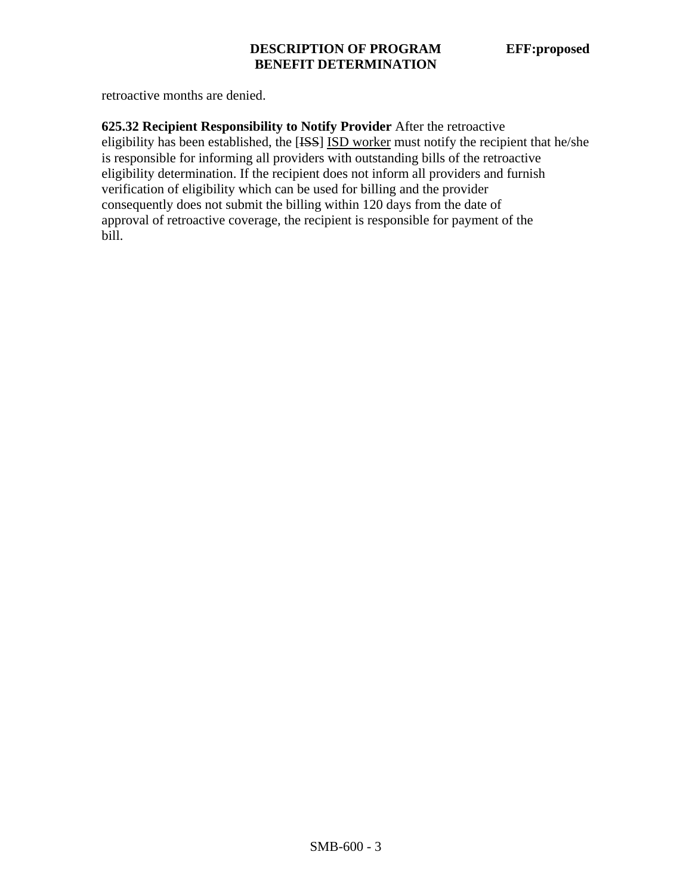retroactive months are denied.

**625.32 Recipient Responsibility to Notify Provider** After the retroactive eligibility has been established, the [~~ISS~~] <u>ISD worker</u> must notify the recipient that he/she is responsible for informing all providers with outstanding bills of the retroactive eligibility determination. If the recipient does not inform all providers and furnish verification of eligibility which can be used for billing and the provider consequently does not submit the billing within 120 days from the date of approval of retroactive coverage, the recipient is responsible for payment of the bill.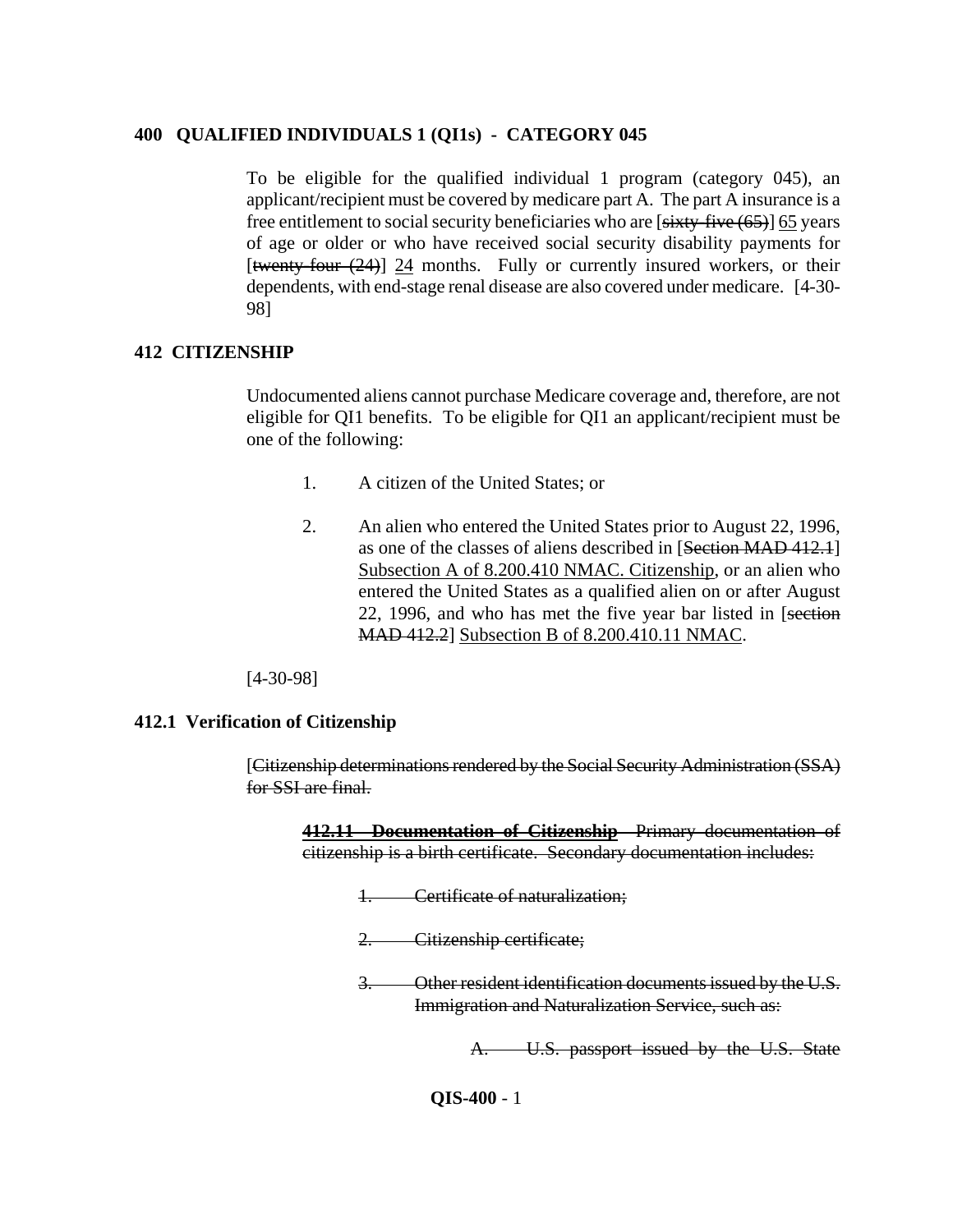**400 QUALIFIED INDIVIDUALS 1 (QI1s) - CATEGORY 045**

To be eligible for the qualified individual 1 program (category 045), an applicant/recipient must be covered by medicare part A. The part A insurance is a free entitlement to social security beneficiaries who are [~~sixty-five (65)~~] 65 years of age or older or who have received social security disability payments for [~~twenty four (24)~~] 24 months. Fully or currently insured workers, or their dependents, with end-stage renal disease are also covered under medicare. [4-30-98]

**412 CITIZENSHIP**

Undocumented aliens cannot purchase Medicare coverage and, therefore, are not eligible for QI1 benefits. To be eligible for QI1 an applicant/recipient must be one of the following:

1. A citizen of the United States; or

2. An alien who entered the United States prior to August 22, 1996, as one of the classes of aliens described in [~~Section MAD 412.1~~] Subsection A of 8.200.410 NMAC. Citizenship, or an alien who entered the United States as a qualified alien on or after August 22, 1996, and who has met the five year bar listed in [~~section MAD 412.2~~] Subsection B of 8.200.410.11 NMAC.

[4-30-98]

**412.1 Verification of Citizenship**

[~~Citizenship determinations rendered by the Social Security Administration (SSA) for SSI are final.~~

~~**412.11 Documentation of Citizenship** Primary documentation of citizenship is a birth certificate. Secondary documentation includes:~~

~~1. Certificate of naturalization;~~

~~2. Citizenship certificate;~~

~~3. Other resident identification documents issued by the U.S. Immigration and Naturalization Service, such as:~~

~~A. U.S. passport issued by the U.S. State~~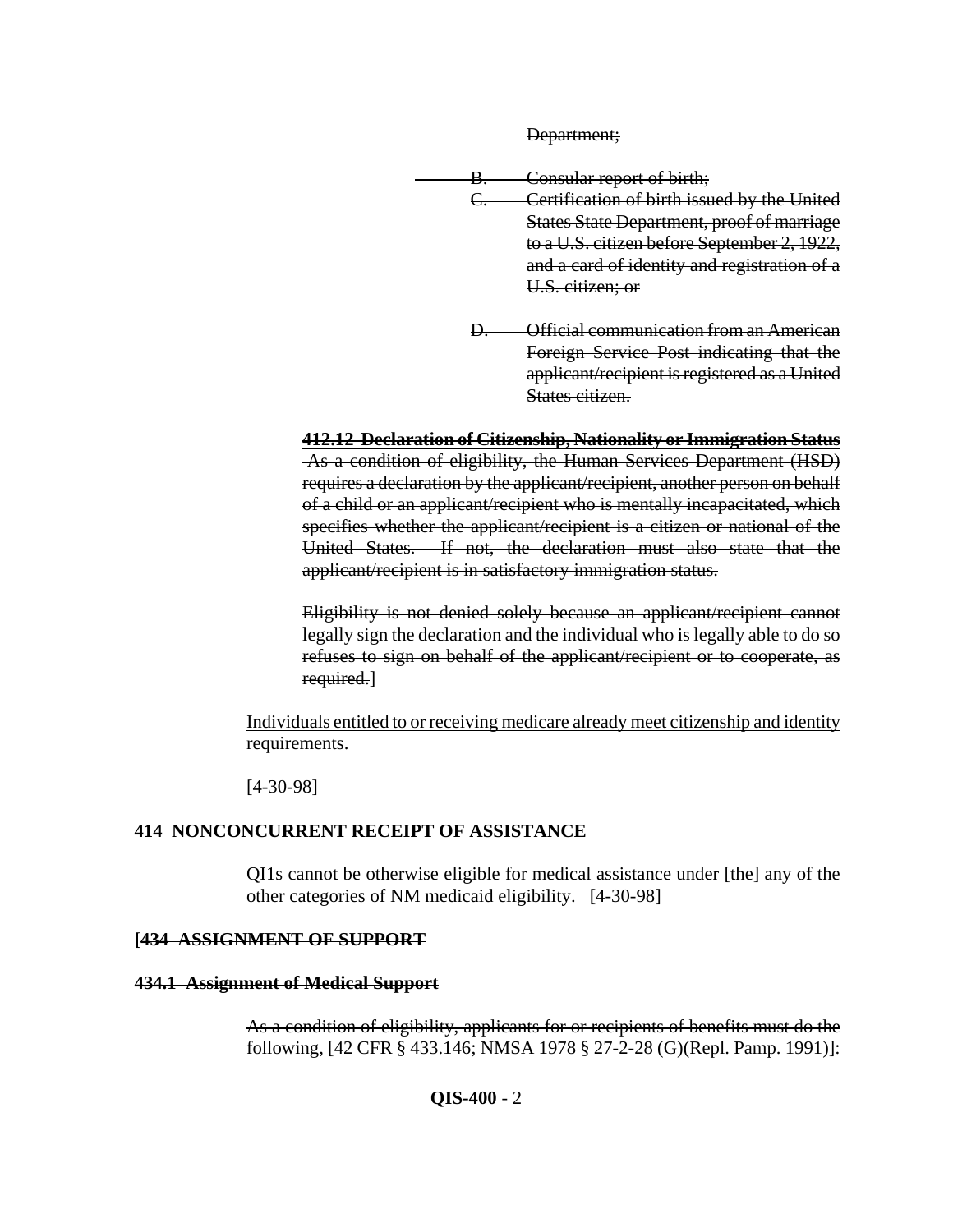~~Department;~~

~~B. Consular report of birth;~~

~~C. Certification of birth issued by the United States State Department, proof of marriage to a U.S. citizen before September 2, 1922, and a card of identity and registration of a U.S. citizen; or~~

~~D. Official communication from an American Foreign Service Post indicating that the applicant/recipient is registered as a United States citizen.~~

**~~412.12 Declaration of Citizenship, Nationality or Immigration Status~~** ~~As a condition of eligibility, the Human Services Department (HSD) requires a declaration by the applicant/recipient, another person on behalf of a child or an applicant/recipient who is mentally incapacitated, which specifies whether the applicant/recipient is a citizen or national of the United States. If not, the declaration must also state that the applicant/recipient is in satisfactory immigration status.~~

~~Eligibility is not denied solely because an applicant/recipient cannot legally sign the declaration and the individual who is legally able to do so refuses to sign on behalf of the applicant/recipient or to cooperate, as required.~~]

<u>Individuals entitled to or receiving medicare already meet citizenship and identity requirements.</u>

[4-30-98]

**414 NONCONCURRENT RECEIPT OF ASSISTANCE**

QI1s cannot be otherwise eligible for medical assistance under [~~the~~] any of the other categories of NM medicaid eligibility. [4-30-98]

**[~~434 ASSIGNMENT OF SUPPORT~~**

**~~434.1 Assignment of Medical Support~~**

~~As a condition of eligibility, applicants for or recipients of benefits must do the following, [42 CFR § 433.146; NMSA 1978 § 27-2-28 (G)(Repl. Pamp. 1991)]:~~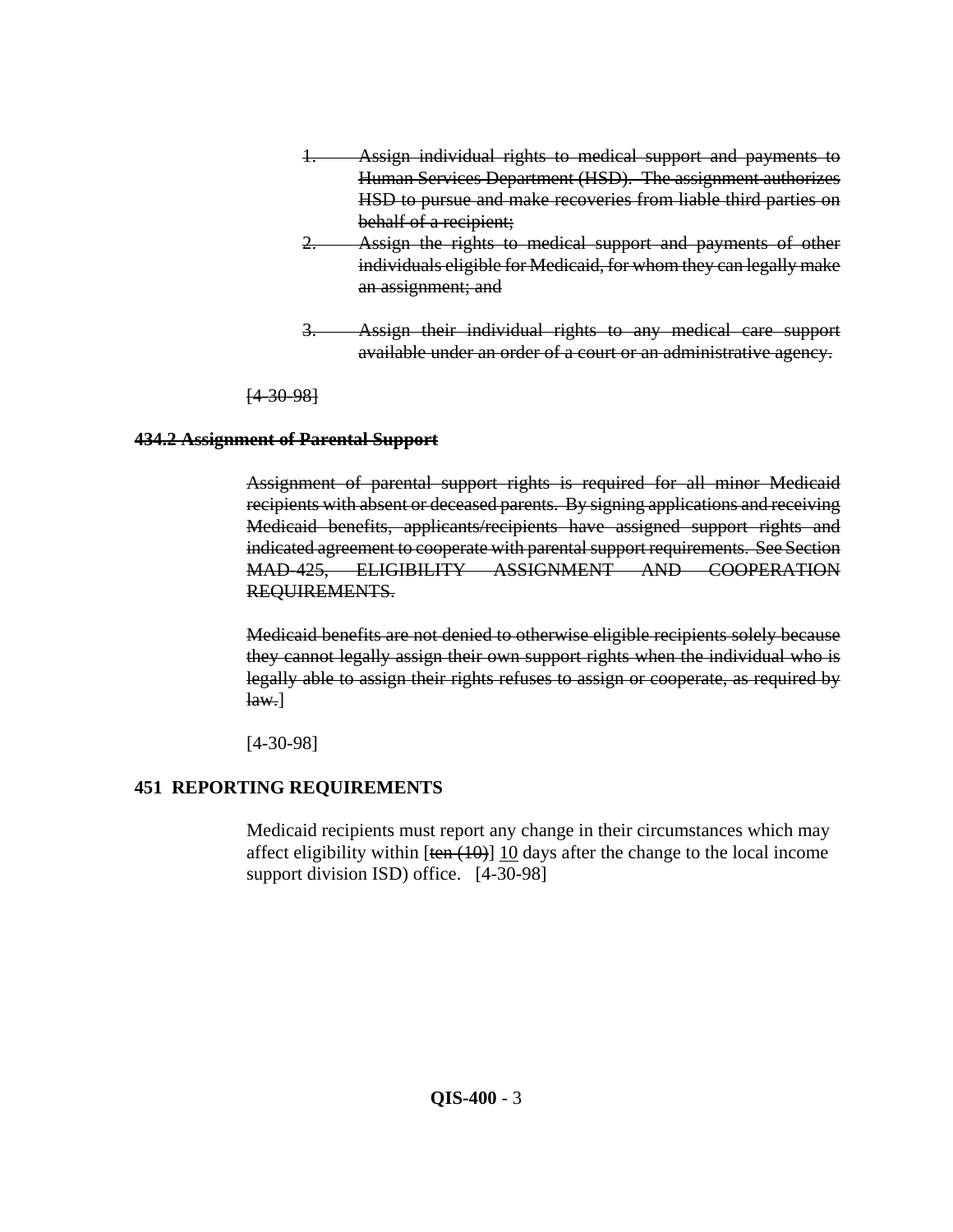~~1. Assign individual rights to medical support and payments to Human Services Department (HSD). The assignment authorizes HSD to pursue and make recoveries from liable third parties on behalf of a recipient;~~

~~2. Assign the rights to medical support and payments of other individuals eligible for Medicaid, for whom they can legally make an assignment; and~~

~~3. Assign their individual rights to any medical care support available under an order of a court or an administrative agency.~~

~~[4-30-98]~~

**~~434.2 Assignment of Parental Support~~**

~~Assignment of parental support rights is required for all minor Medicaid recipients with absent or deceased parents. By signing applications and receiving Medicaid benefits, applicants/recipients have assigned support rights and indicated agreement to cooperate with parental support requirements. See Section MAD-425, ELIGIBILITY ASSIGNMENT AND COOPERATION REQUIREMENTS.~~

~~Medicaid benefits are not denied to otherwise eligible recipients solely because they cannot legally assign their own support rights when the individual who is legally able to assign their rights refuses to assign or cooperate, as required by law.~~]

[4-30-98]

**451 REPORTING REQUIREMENTS**

Medicaid recipients must report any change in their circumstances which may affect eligibility within [~~ten (10)~~] <u>10</u> days after the change to the local income support division ISD) office. [4-30-98]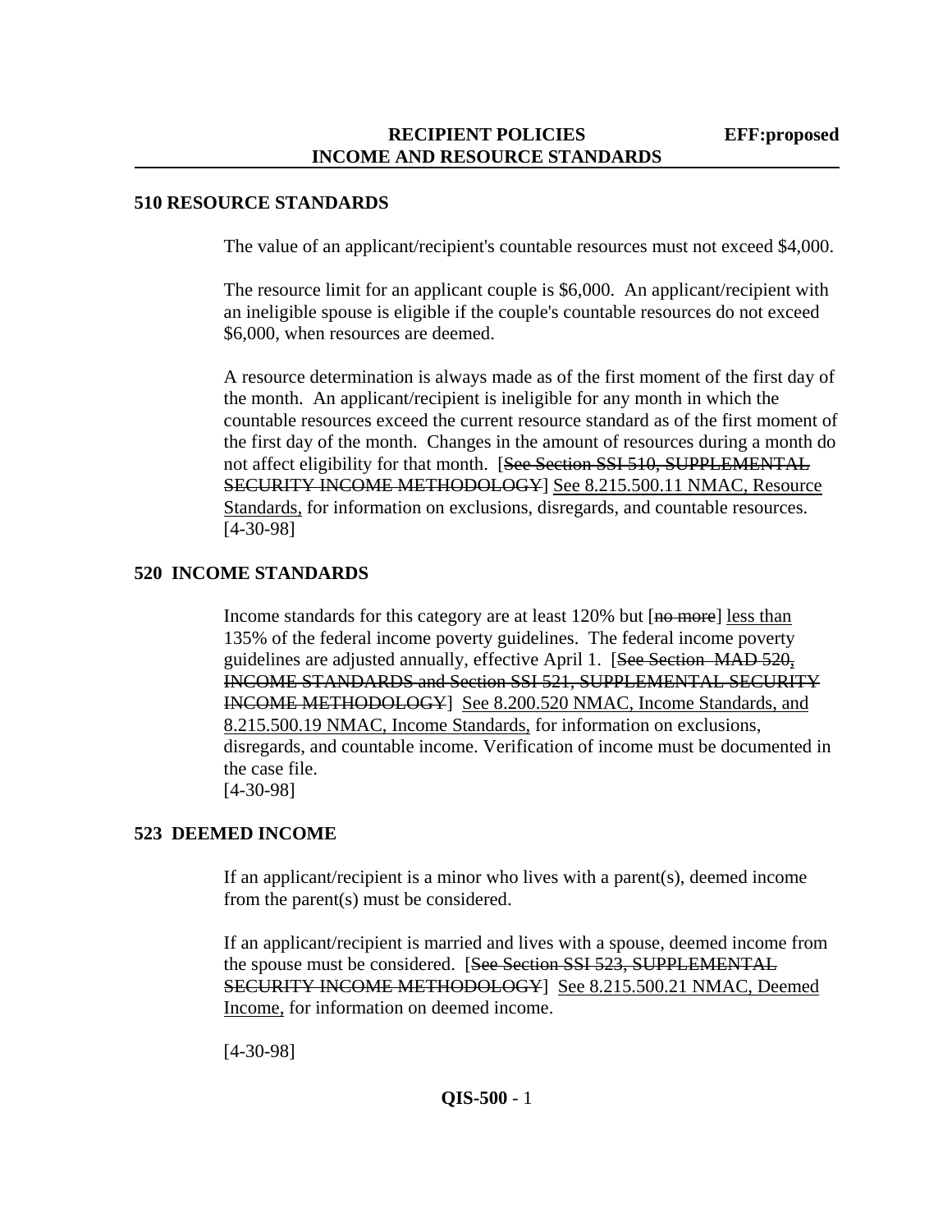## 510 RESOURCE STANDARDS

The value of an applicant/recipient's countable resources must not exceed $4,000.

The resource limit for an applicant couple is $6,000. An applicant/recipient with an ineligible spouse is eligible if the couple's countable resources do not exceed $6,000, when resources are deemed.

A resource determination is always made as of the first moment of the first day of the month. An applicant/recipient is ineligible for any month in which the countable resources exceed the current resource standard as of the first moment of the first day of the month. Changes in the amount of resources during a month do not affect eligibility for that month. [~~See Section SSI 510, SUPPLEMENTAL SECURITY INCOME METHODOLOGY~~] See 8.215.500.11 NMAC, Resource Standards, for information on exclusions, disregards, and countable resources.
[4-30-98]

## 520 INCOME STANDARDS

Income standards for this category are at least 120% but [~~no more~~] less than 135% of the federal income poverty guidelines. The federal income poverty guidelines are adjusted annually, effective April 1. [~~See Section MAD 520, INCOME STANDARDS and Section SSI 521, SUPPLEMENTAL SECURITY INCOME METHODOLOGY~~] See 8.200.520 NMAC, Income Standards, and 8.215.500.19 NMAC, Income Standards, for information on exclusions, disregards, and countable income. Verification of income must be documented in the case file.
[4-30-98]

## 523 DEEMED INCOME

If an applicant/recipient is a minor who lives with a parent(s), deemed income from the parent(s) must be considered.

If an applicant/recipient is married and lives with a spouse, deemed income from the spouse must be considered. [~~See Section SSI 523, SUPPLEMENTAL SECURITY INCOME METHODOLOGY~~] See 8.215.500.21 NMAC, Deemed Income, for information on deemed income.

[4-30-98]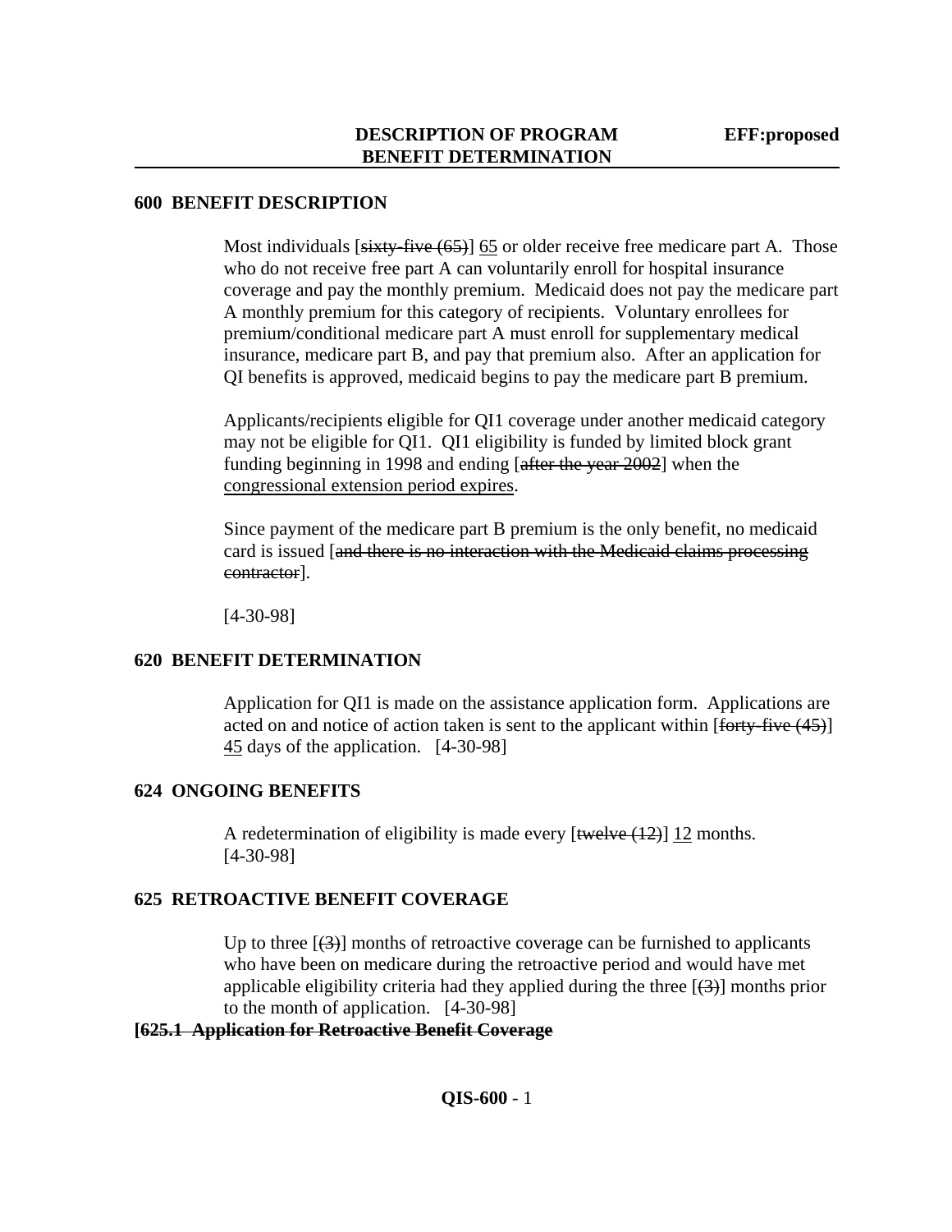## 600 BENEFIT DESCRIPTION

Most individuals [~~sixty-five (65)~~] <u>65</u> or older receive free medicare part A. Those who do not receive free part A can voluntarily enroll for hospital insurance coverage and pay the monthly premium. Medicaid does not pay the medicare part A monthly premium for this category of recipients. Voluntary enrollees for premium/conditional medicare part A must enroll for supplementary medical insurance, medicare part B, and pay that premium also. After an application for QI benefits is approved, medicaid begins to pay the medicare part B premium.

Applicants/recipients eligible for QI1 coverage under another medicaid category may not be eligible for QI1. QI1 eligibility is funded by limited block grant funding beginning in 1998 and ending [~~after the year 2002~~] when the <u>congressional extension period expires</u>.

Since payment of the medicare part B premium is the only benefit, no medicaid card is issued [~~and there is no interaction with the Medicaid claims processing contractor~~].

[4-30-98]

## 620 BENEFIT DETERMINATION

Application for QI1 is made on the assistance application form. Applications are acted on and notice of action taken is sent to the applicant within [~~forty-five (45)~~] <u>45</u> days of the application. [4-30-98]

## 624 ONGOING BENEFITS

A redetermination of eligibility is made every [~~twelve (12)~~] <u>12</u> months. [4-30-98]

## 625 RETROACTIVE BENEFIT COVERAGE

Up to three [~~(3)~~] months of retroactive coverage can be furnished to applicants who have been on medicare during the retroactive period and would have met applicable eligibility criteria had they applied during the three [~~(3)~~] months prior to the month of application. [4-30-98]

**[~~625.1 Application for Retroactive Benefit Coverage~~**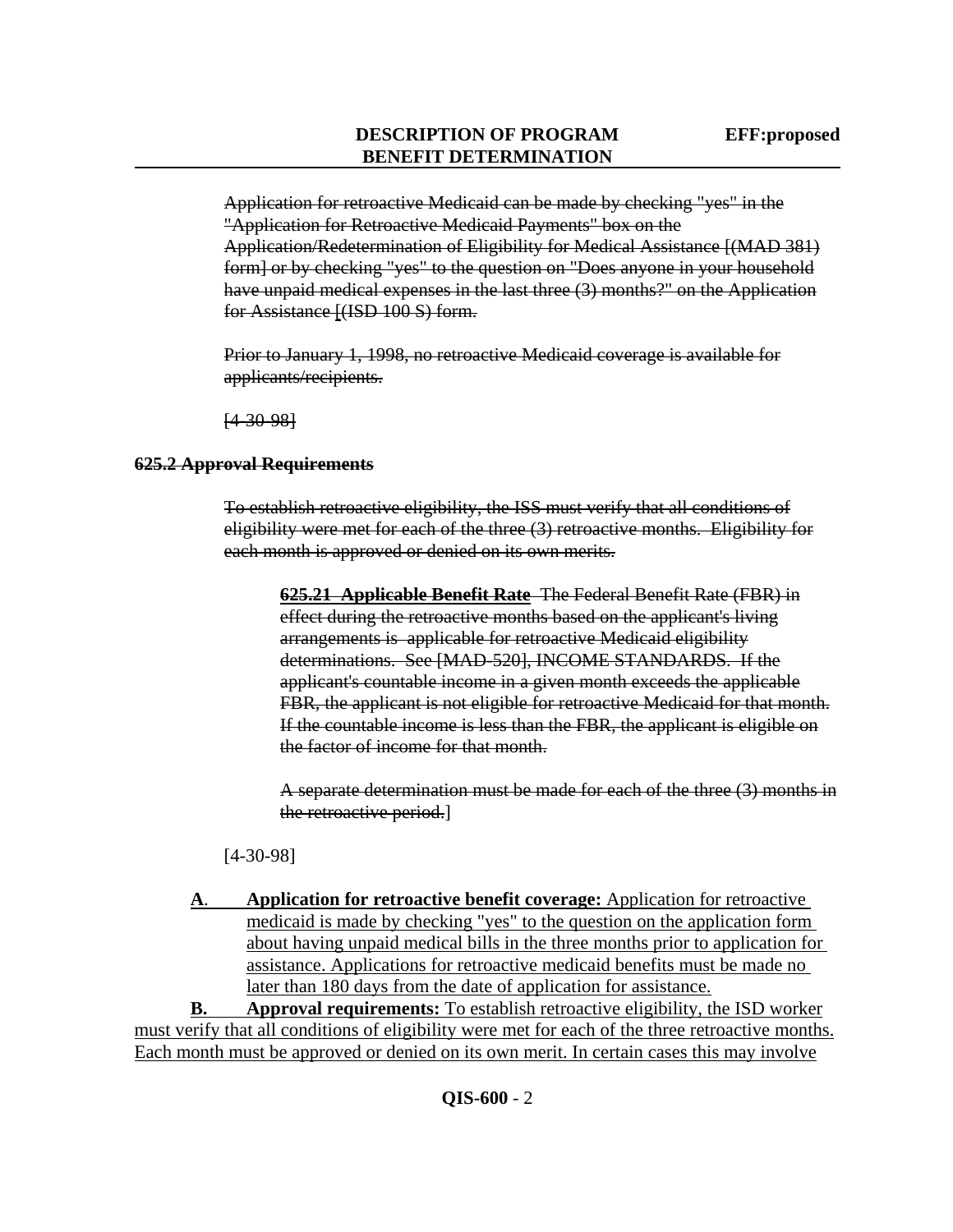~~Application for retroactive Medicaid can be made by checking "yes" in the "Application for Retroactive Medicaid Payments" box on the Application/Redetermination of Eligibility for Medical Assistance [(MAD 381) form] or by checking "yes" to the question on "Does anyone in your household have unpaid medical expenses in the last three (3) months?" on the Application for Assistance [(ISD 100 S) form.~~

~~Prior to January 1, 1998, no retroactive Medicaid coverage is available for applicants/recipients.~~

~~[4-30-98]~~

### ~~625.2 Approval Requirements~~

~~To establish retroactive eligibility, the ISS must verify that all conditions of eligibility were met for each of the three (3) retroactive months. Eligibility for each month is approved or denied on its own merits.~~

> **~~625.21 Applicable Benefit Rate~~** ~~The Federal Benefit Rate (FBR) in effect during the retroactive months based on the applicant's living arrangements is applicable for retroactive Medicaid eligibility determinations. See [MAD-520], INCOME STANDARDS. If the applicant's countable income in a given month exceeds the applicable FBR, the applicant is not eligible for retroactive Medicaid for that month. If the countable income is less than the FBR, the applicant is eligible on the factor of income for that month.~~
>
> ~~A separate determination must be made for each of the three (3) months in the retroactive period.~~]

[4-30-98]

<u>**A.**</u> **Application for retroactive benefit coverage:** <u>Application for retroactive medicaid is made by checking "yes" to the question on the application form about having unpaid medical bills in the three months prior to application for assistance. Applications for retroactive medicaid benefits must be made no later than 180 days from the date of application for assistance.</u>

<u>**B.**</u> **Approval requirements:** <u>To establish retroactive eligibility, the ISD worker must verify that all conditions of eligibility were met for each of the three retroactive months. Each month must be approved or denied on its own merit. In certain cases this may involve</u>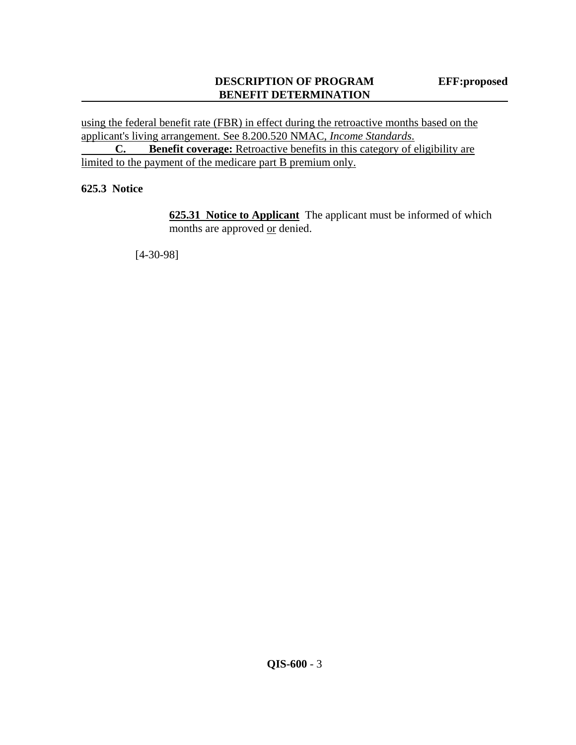using the federal benefit rate (FBR) in effect during the retroactive months based on the applicant's living arrangement. See 8.200.520 NMAC, *Income Standards*.

**C. Benefit coverage:** Retroactive benefits in this category of eligibility are limited to the payment of the medicare part B premium only.

**625.3 Notice**

**625.31 Notice to Applicant** The applicant must be informed of which months are approved or denied.

[4-30-98]